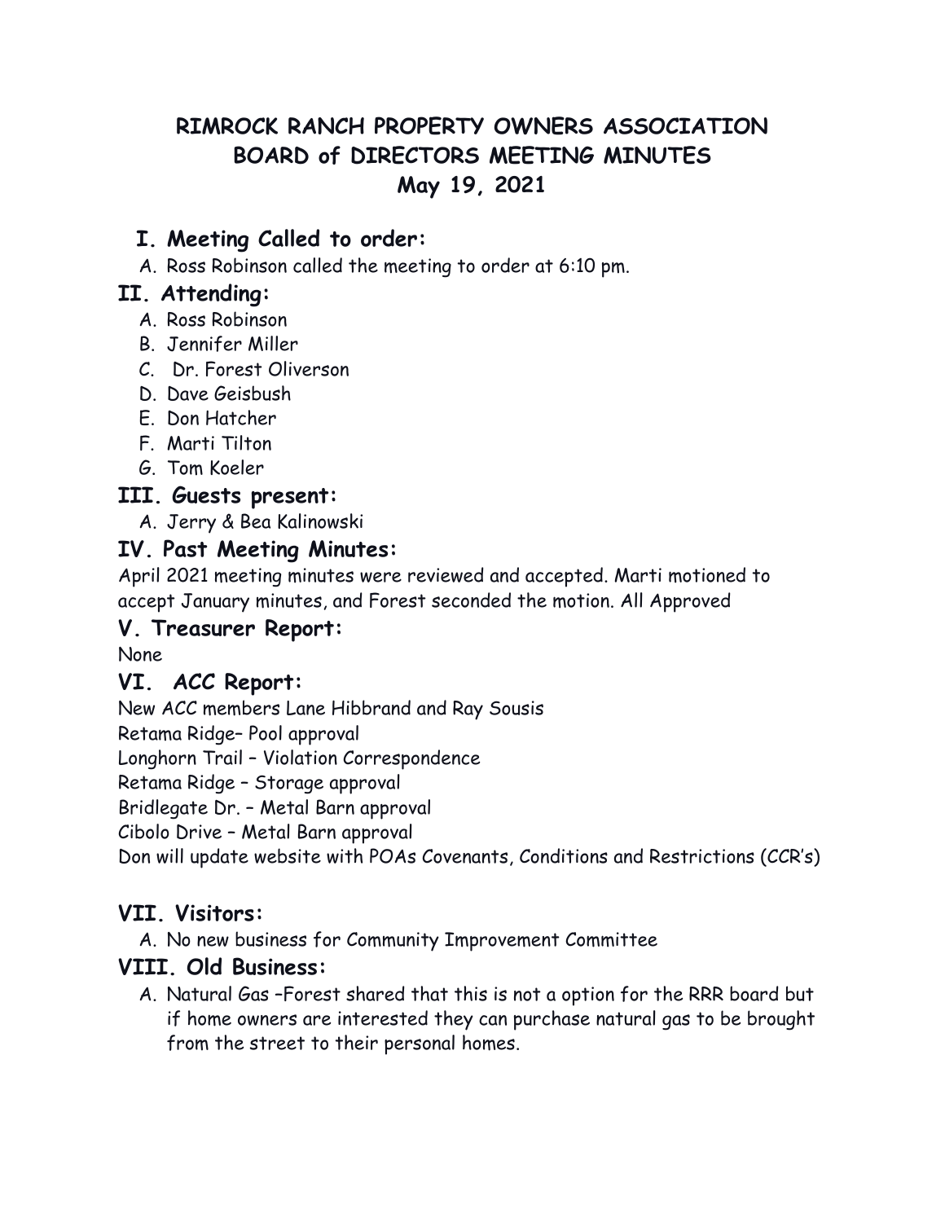# RIMROCK RANCH PROPERTY OWNERS ASSOCIATION
# BOARD of DIRECTORS MEETING MINUTES
# May 19, 2021

## I. Meeting Called to order:

A. Ross Robinson called the meeting to order at 6:10 pm.

## II. Attending:

A. Ross Robinson
B. Jennifer Miller
C. Dr. Forest Oliverson
D. Dave Geisbush
E. Don Hatcher
F. Marti Tilton
G. Tom Koeler

## III. Guests present:

A. Jerry & Bea Kalinowski

## IV. Past Meeting Minutes:

April 2021 meeting minutes were reviewed and accepted. Marti motioned to accept January minutes, and Forest seconded the motion. All Approved

## V. Treasurer Report:

None

## VI. ACC Report:

New ACC members Lane Hibbrand and Ray Sousis
Retama Ridge– Pool approval
Longhorn Trail – Violation Correspondence
Retama Ridge – Storage approval
Bridlegate Dr. – Metal Barn approval
Cibolo Drive – Metal Barn approval
Don will update website with POAs Covenants, Conditions and Restrictions (CCR's)

## VII. Visitors:

A. No new business for Community Improvement Committee

## VIII. Old Business:

A. Natural Gas –Forest shared that this is not a option for the RRR board but if home owners are interested they can purchase natural gas to be brought from the street to their personal homes.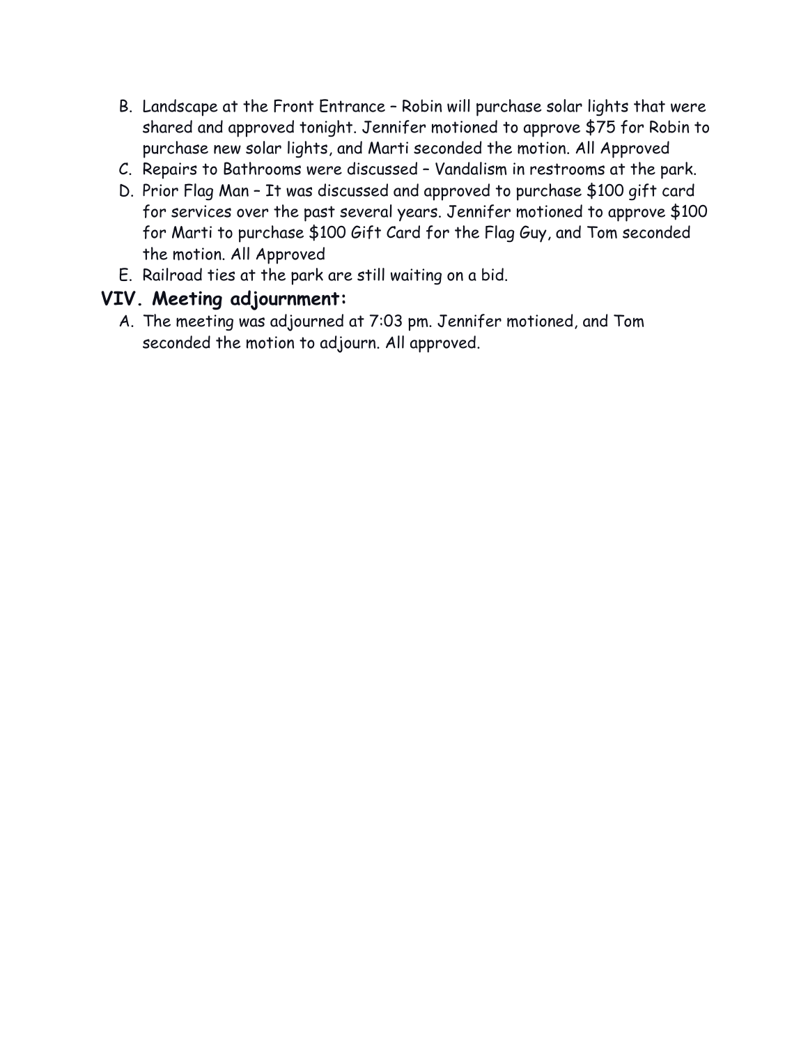B. Landscape at the Front Entrance – Robin will purchase solar lights that were shared and approved tonight. Jennifer motioned to approve $75 for Robin to purchase new solar lights, and Marti seconded the motion. All Approved

C. Repairs to Bathrooms were discussed – Vandalism in restrooms at the park.

D. Prior Flag Man – It was discussed and approved to purchase $100 gift card for services over the past several years. Jennifer motioned to approve $100 for Marti to purchase $100 Gift Card for the Flag Guy, and Tom seconded the motion. All Approved

E. Railroad ties at the park are still waiting on a bid.

## VIV. Meeting adjournment:

A. The meeting was adjourned at 7:03 pm. Jennifer motioned, and Tom seconded the motion to adjourn. All approved.